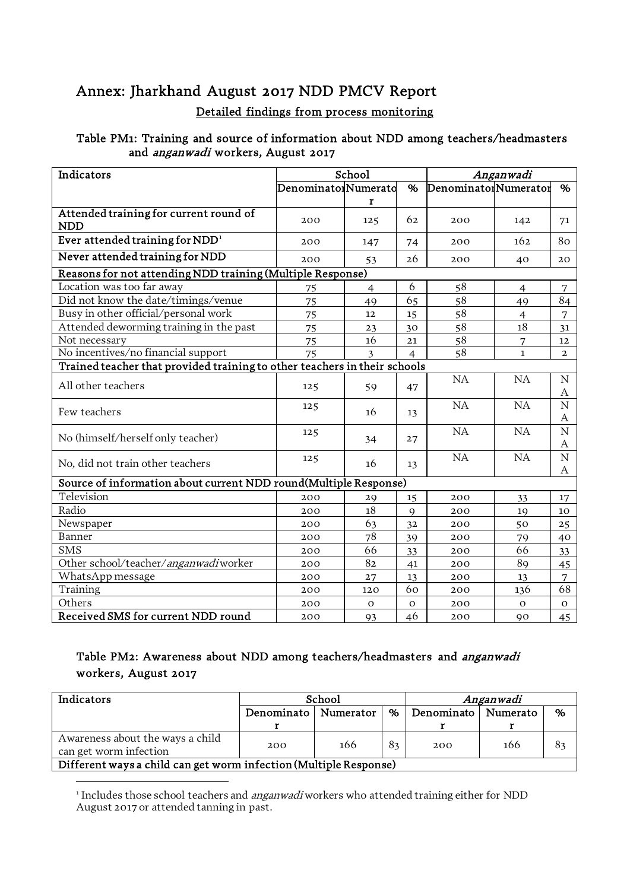# Annex: Jharkhand August 2017 NDD PMCV Report

## Detailed findings from process monitoring

### Table PM1: Training and source of information about NDD among teachers/headmasters and *anganwadi* workers, August 2017

| Indicators | School | | | *Anganwadi* | | |
|---|---|---|---|---|---|---|
| | Denominator | Numerator | % | Denominator | Numerator | % |
| **Attended training for current round of NDD** | 200 | 125 | 62 | 200 | 142 | 71 |
| **Ever attended training for NDD**[1] | 200 | 147 | 74 | 200 | 162 | 80 |
| **Never attended training for NDD** | 200 | 53 | 26 | 200 | 40 | 20 |
| **Reasons for not attending NDD training (Multiple Response)** | | | | | | |
| Location was too far away | 75 | 4 | 6 | 58 | 4 | 7 |
| Did not know the date/timings/venue | 75 | 49 | 65 | 58 | 49 | 84 |
| Busy in other official/personal work | 75 | 12 | 15 | 58 | 4 | 7 |
| Attended deworming training in the past | 75 | 23 | 30 | 58 | 18 | 31 |
| Not necessary | 75 | 16 | 21 | 58 | 7 | 12 |
| No incentives/no financial support | 75 | 3 | 4 | 58 | 1 | 2 |
| **Trained teacher that provided training to other teachers in their schools** | | | | | | |
| All other teachers | 125 | 59 | 47 | NA | NA | NA |
| Few teachers | 125 | 16 | 13 | NA | NA | NA |
| No (himself/herself only teacher) | 125 | 34 | 27 | NA | NA | NA |
| No, did not train other teachers | 125 | 16 | 13 | NA | NA | NA |
| **Source of information about current NDD round(Multiple Response)** | | | | | | |
| Television | 200 | 29 | 15 | 200 | 33 | 17 |
| Radio | 200 | 18 | 9 | 200 | 19 | 10 |
| Newspaper | 200 | 63 | 32 | 200 | 50 | 25 |
| Banner | 200 | 78 | 39 | 200 | 79 | 40 |
| SMS | 200 | 66 | 33 | 200 | 66 | 33 |
| Other school/teacher/*anganwadi* worker | 200 | 82 | 41 | 200 | 89 | 45 |
| WhatsApp message | 200 | 27 | 13 | 200 | 13 | 7 |
| Training | 200 | 120 | 60 | 200 | 136 | 68 |
| Others | 200 | 0 | 0 | 200 | 0 | 0 |
| **Received SMS for current NDD round** | 200 | 93 | 46 | 200 | 90 | 45 |

### Table PM2: Awareness about NDD among teachers/headmasters and *anganwadi* workers, August 2017

| Indicators | School | | | *Anganwadi* | | |
|---|---|---|---|---|---|---|
| | Denominator | Numerator | % | Denominator | Numerator | % |
| Awareness about the ways a child can get worm infection | 200 | 166 | 83 | 200 | 166 | 83 |
| **Different ways a child can get worm infection (Multiple Response)** | | | | | | |

[1] Includes those school teachers and *anganwadi* workers who attended training either for NDD August 2017 or attended tanning in past.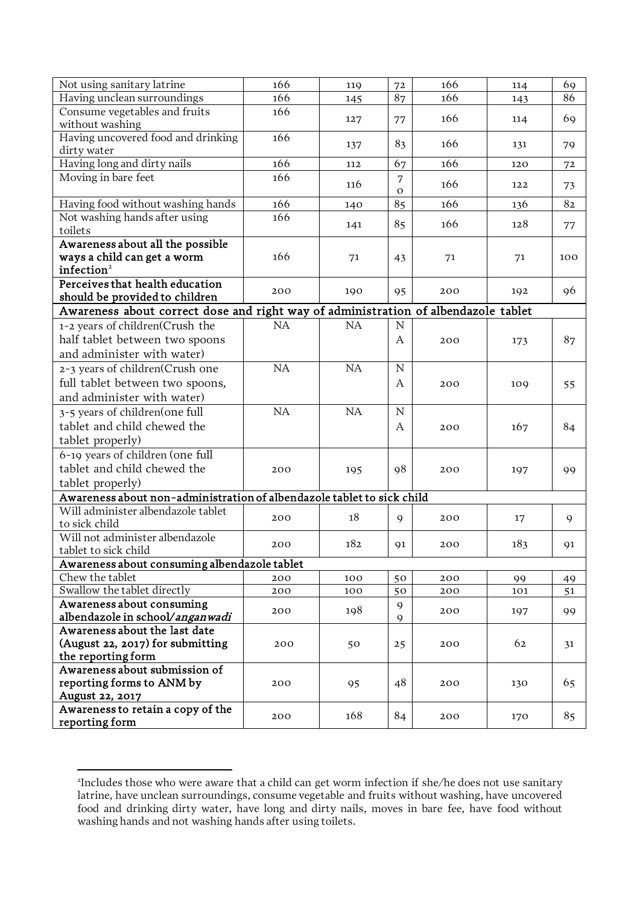| | | | | | | |
|---|---|---|---|---|---|---|
| Not using sanitary latrine | 166 | 119 | 72 | 166 | 114 | 69 |
| Having unclean surroundings | 166 | 145 | 87 | 166 | 143 | 86 |
| Consume vegetables and fruits without washing | 166 | 127 | 77 | 166 | 114 | 69 |
| Having uncovered food and drinking dirty water | 166 | 137 | 83 | 166 | 131 | 79 |
| Having long and dirty nails | 166 | 112 | 67 | 166 | 120 | 72 |
| Moving in bare feet | 166 | 116 | 70 | 166 | 122 | 73 |
| Having food without washing hands | 166 | 140 | 85 | 166 | 136 | 82 |
| Not washing hands after using toilets | 166 | 141 | 85 | 166 | 128 | 77 |
| **Awareness about all the possible ways a child can get a worm infection**[2] | 166 | 71 | 43 | 71 | 71 | 100 |
| **Perceives that health education should be provided to children** | 200 | 190 | 95 | 200 | 192 | 96 |
| **Awareness about correct dose and right way of administration of albendazole tablet** | | | | | | |
| 1-2 years of children(Crush the half tablet between two spoons and administer with water) | NA | NA | NA | 200 | 173 | 87 |
| 2-3 years of children(Crush one full tablet between two spoons, and administer with water) | NA | NA | NA | 200 | 109 | 55 |
| 3-5 years of children(one full tablet and child chewed the tablet properly) | NA | NA | NA | 200 | 167 | 84 |
| 6-19 years of children (one full tablet and child chewed the tablet properly) | 200 | 195 | 98 | 200 | 197 | 99 |
| **Awareness about non-administration of albendazole tablet to sick child** | | | | | | |
| Will administer albendazole tablet to sick child | 200 | 18 | 9 | 200 | 17 | 9 |
| Will not administer albendazole tablet to sick child | 200 | 182 | 91 | 200 | 183 | 91 |
| **Awareness about consuming albendazole tablet** | | | | | | |
| Chew the tablet | 200 | 100 | 50 | 200 | 99 | 49 |
| Swallow the tablet directly | 200 | 100 | 50 | 200 | 101 | 51 |
| **Awareness about consuming albendazole in school/*anganwadi*** | 200 | 198 | 99 | 200 | 197 | 99 |
| **Awareness about the last date (August 22, 2017) for submitting the reporting form** | 200 | 50 | 25 | 200 | 62 | 31 |
| **Awareness about submission of reporting forms to ANM by August 22, 2017** | 200 | 95 | 48 | 200 | 130 | 65 |
| **Awareness to retain a copy of the reporting form** | 200 | 168 | 84 | 200 | 170 | 85 |

[2]Includes those who were aware that a child can get worm infection if she/he does not use sanitary latrine, have unclean surroundings, consume vegetable and fruits without washing, have uncovered food and drinking dirty water, have long and dirty nails, moves in bare fee, have food without washing hands and not washing hands after using toilets.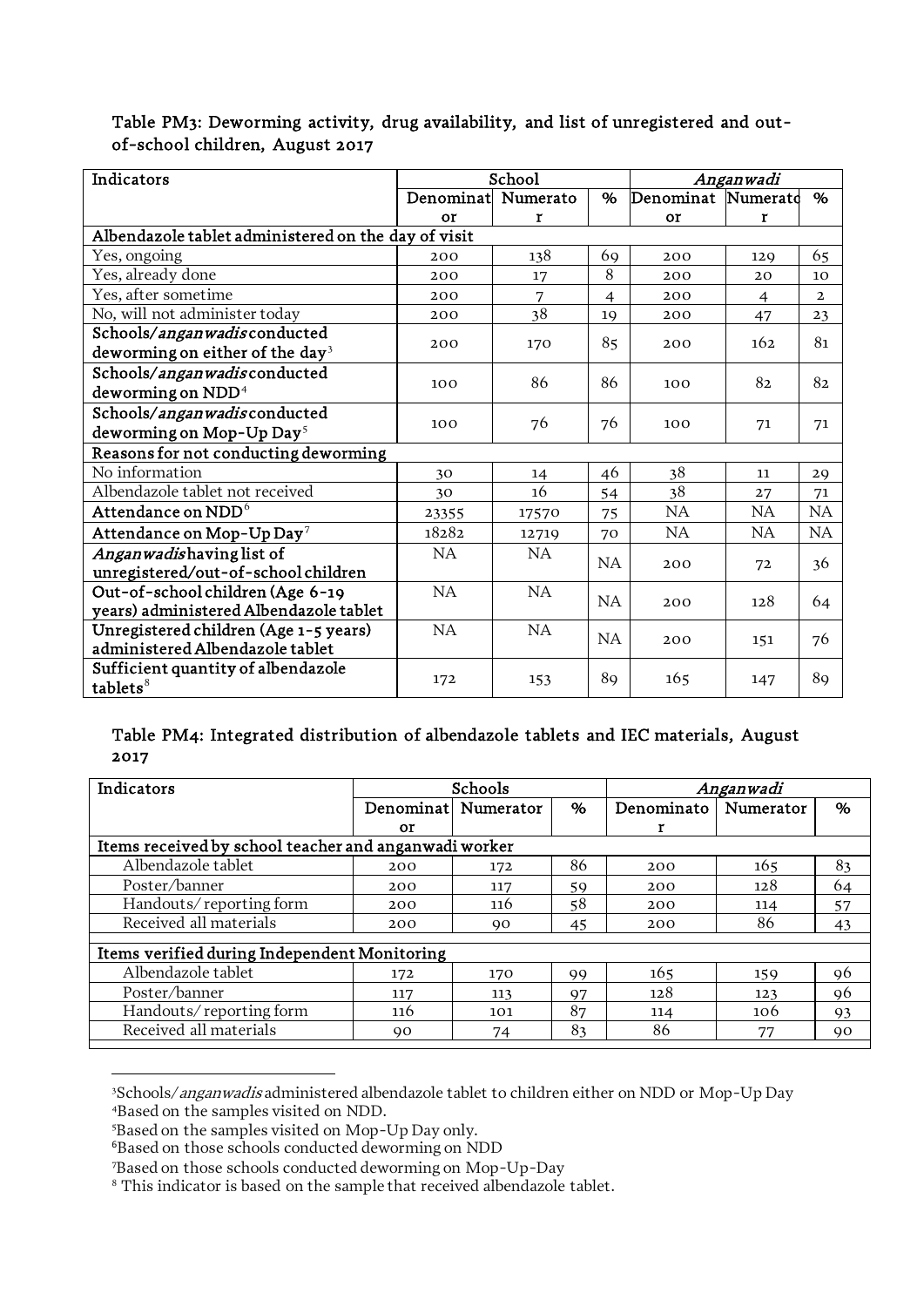### Table PM3: Deworming activity, drug availability, and list of unregistered and out-of-school children, August 2017

| Indicators | School | | | *Anganwadi* | | |
|---|---|---|---|---|---|---|
| | Denominator | Numerator | % | Denominator | Numerator | % |
| **Albendazole tablet administered on the day of visit** | | | | | | |
| Yes, ongoing | 200 | 138 | 69 | 200 | 129 | 65 |
| Yes, already done | 200 | 17 | 8 | 200 | 20 | 10 |
| Yes, after sometime | 200 | 7 | 4 | 200 | 4 | 2 |
| No, will not administer today | 200 | 38 | 19 | 200 | 47 | 23 |
| **Schools/*anganwadis* conducted deworming on either of the day**[3] | 200 | 170 | 85 | 200 | 162 | 81 |
| **Schools/*anganwadis* conducted deworming on NDD**[4] | 100 | 86 | 86 | 100 | 82 | 82 |
| **Schools/*anganwadis* conducted deworming on Mop-Up Day**[5] | 100 | 76 | 76 | 100 | 71 | 71 |
| **Reasons for not conducting deworming** | | | | | | |
| No information | 30 | 14 | 46 | 38 | 11 | 29 |
| Albendazole tablet not received | 30 | 16 | 54 | 38 | 27 | 71 |
| **Attendance on NDD**[6] | 23355 | 17570 | 75 | NA | NA | NA |
| **Attendance on Mop-Up Day**[7] | 18282 | 12719 | 70 | NA | NA | NA |
| ***Anganwadis* having list of unregistered/out-of-school children** | NA | NA | NA | 200 | 72 | 36 |
| **Out-of-school children (Age 6-19 years) administered Albendazole tablet** | NA | NA | NA | 200 | 128 | 64 |
| **Unregistered children (Age 1-5 years) administered Albendazole tablet** | NA | NA | NA | 200 | 151 | 76 |
| **Sufficient quantity of albendazole tablets**[8] | 172 | 153 | 89 | 165 | 147 | 89 |

### Table PM4: Integrated distribution of albendazole tablets and IEC materials, August 2017

| Indicators | Schools | | | *Anganwadi* | | |
|---|---|---|---|---|---|---|
| | Denominator | Numerator | % | Denominator | Numerator | % |
| **Items received by school teacher and anganwadi worker** | | | | | | |
| Albendazole tablet | 200 | 172 | 86 | 200 | 165 | 83 |
| Poster/banner | 200 | 117 | 59 | 200 | 128 | 64 |
| Handouts/ reporting form | 200 | 116 | 58 | 200 | 114 | 57 |
| Received all materials | 200 | 90 | 45 | 200 | 86 | 43 |
| **Items verified during Independent Monitoring** | | | | | | |
| Albendazole tablet | 172 | 170 | 99 | 165 | 159 | 96 |
| Poster/banner | 117 | 113 | 97 | 128 | 123 | 96 |
| Handouts/ reporting form | 116 | 101 | 87 | 114 | 106 | 93 |
| Received all materials | 90 | 74 | 83 | 86 | 77 | 90 |

[3] Schools/*anganwadis* administered albendazole tablet to children either on NDD or Mop-Up Day

[4] Based on the samples visited on NDD.

[5] Based on the samples visited on Mop-Up Day only.

[6] Based on those schools conducted deworming on NDD

[7] Based on those schools conducted deworming on Mop-Up-Day

[8] This indicator is based on the sample that received albendazole tablet.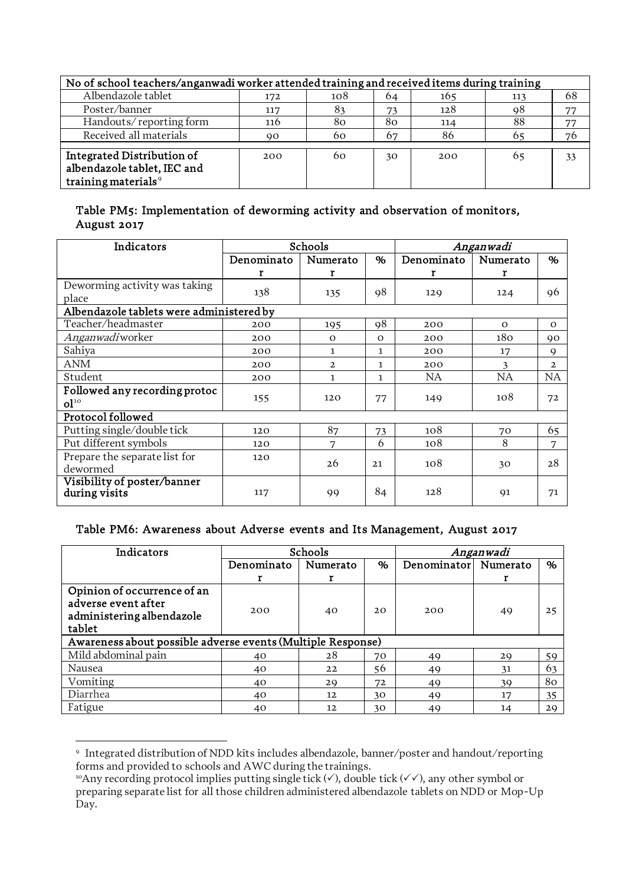| No of school teachers/anganwadi worker attended training and received items during training | | | | | | |
|---|---|---|---|---|---|---|
| Albendazole tablet | 172 | 108 | 64 | 165 | 113 | 68 |
| Poster/banner | 117 | 83 | 73 | 128 | 98 | 77 |
| Handouts/ reporting form | 116 | 80 | 80 | 114 | 88 | 77 |
| Received all materials | 90 | 60 | 67 | 86 | 65 | 76 |
| **Integrated Distribution of albendazole tablet, IEC and training materials**[9] | 200 | 60 | 30 | 200 | 65 | 33 |

### Table PM5: Implementation of deworming activity and observation of monitors, August 2017

| Indicators | Schools | | | *Anganwadi* | | |
|---|---|---|---|---|---|---|
| | Denominator | Numerator | % | Denominator | Numerator | % |
| Deworming activity was taking place | 138 | 135 | 98 | 129 | 124 | 96 |
| **Albendazole tablets were administered by** | | | | | | |
| Teacher/headmaster | 200 | 195 | 98 | 200 | 0 | 0 |
| *Anganwadi* worker | 200 | 0 | 0 | 200 | 180 | 90 |
| Sahiya | 200 | 1 | 1 | 200 | 17 | 9 |
| ANM | 200 | 2 | 1 | 200 | 3 | 2 |
| Student | 200 | 1 | 1 | NA | NA | NA |
| **Followed any recording protocol**[10] | 155 | 120 | 77 | 149 | 108 | 72 |
| **Protocol followed** | | | | | | |
| Putting single/double tick | 120 | 87 | 73 | 108 | 70 | 65 |
| Put different symbols | 120 | 7 | 6 | 108 | 8 | 7 |
| Prepare the separate list for dewormed | 120 | 26 | 21 | 108 | 30 | 28 |
| **Visibility of poster/banner during visits** | 117 | 99 | 84 | 128 | 91 | 71 |

### Table PM6: Awareness about Adverse events and Its Management, August 2017

| Indicators | Schools | | | *Anganwadi* | | |
|---|---|---|---|---|---|---|
| | Denominator | Numerator | % | Denominator | Numerator | % |
| Opinion of occurrence of an adverse event after administering albendazole tablet | 200 | 40 | 20 | 200 | 49 | 25 |
| **Awareness about possible adverse events (Multiple Response)** | | | | | | |
| Mild abdominal pain | 40 | 28 | 70 | 49 | 29 | 59 |
| Nausea | 40 | 22 | 56 | 49 | 31 | 63 |
| Vomiting | 40 | 29 | 72 | 49 | 39 | 80 |
| Diarrhea | 40 | 12 | 30 | 49 | 17 | 35 |
| Fatigue | 40 | 12 | 30 | 49 | 14 | 29 |

[9] Integrated distribution of NDD kits includes albendazole, banner/poster and handout/reporting forms and provided to schools and AWC during the trainings.

[10] Any recording protocol implies putting single tick (✓), double tick (✓✓), any other symbol or preparing separate list for all those children administered albendazole tablets on NDD or Mop-Up Day.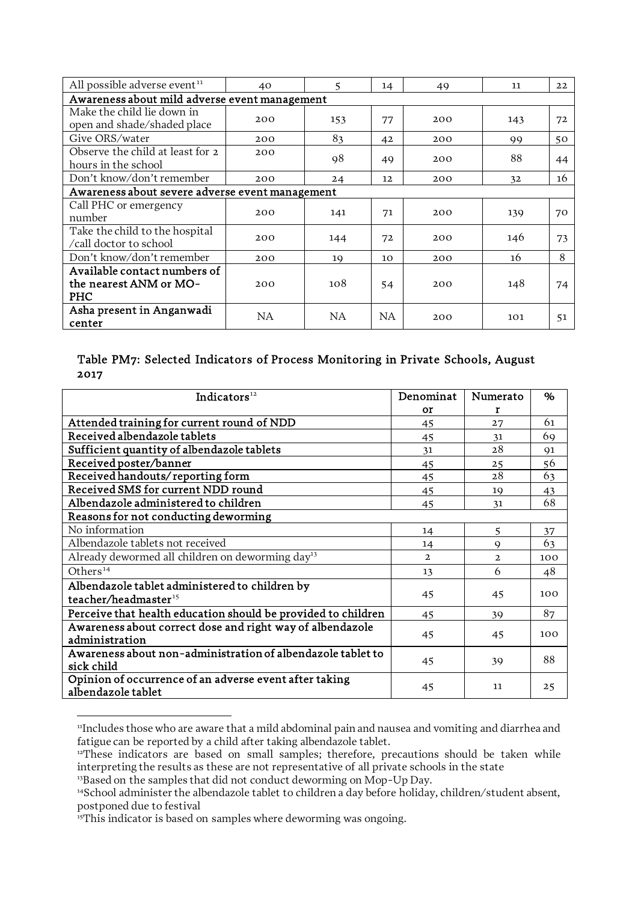| All possible adverse event[11] | 40 | 5 | 14 | 49 | 11 | 22 |
|---|---|---|---|---|---|---|
| **Awareness about mild adverse event management** | | | | | | |
| Make the child lie down in open and shade/shaded place | 200 | 153 | 77 | 200 | 143 | 72 |
| Give ORS/water | 200 | 83 | 42 | 200 | 99 | 50 |
| Observe the child at least for 2 hours in the school | 200 | 98 | 49 | 200 | 88 | 44 |
| Don't know/don't remember | 200 | 24 | 12 | 200 | 32 | 16 |
| **Awareness about severe adverse event management** | | | | | | |
| Call PHC or emergency number | 200 | 141 | 71 | 200 | 139 | 70 |
| Take the child to the hospital /call doctor to school | 200 | 144 | 72 | 200 | 146 | 73 |
| Don't know/don't remember | 200 | 19 | 10 | 200 | 16 | 8 |
| **Available contact numbers of the nearest ANM or MO-PHC** | 200 | 108 | 54 | 200 | 148 | 74 |
| **Asha present in Anganwadi center** | NA | NA | NA | 200 | 101 | 51 |

### Table PM7: Selected Indicators of Process Monitoring in Private Schools, August 2017

| Indicators[12] | Denominator | Numerator | % |
|---|---|---|---|
| **Attended training for current round of NDD** | 45 | 27 | 61 |
| **Received albendazole tablets** | 45 | 31 | 69 |
| **Sufficient quantity of albendazole tablets** | 31 | 28 | 91 |
| **Received poster/banner** | 45 | 25 | 56 |
| **Received handouts/ reporting form** | 45 | 28 | 63 |
| **Received SMS for current NDD round** | 45 | 19 | 43 |
| **Albendazole administered to children** | 45 | 31 | 68 |
| **Reasons for not conducting deworming** | | | |
| No information | 14 | 5 | 37 |
| Albendazole tablets not received | 14 | 9 | 63 |
| Already dewormed all children on deworming day[13] | 2 | 2 | 100 |
| Others[14] | 13 | 6 | 48 |
| **Albendazole tablet administered to children by teacher/headmaster[15]** | 45 | 45 | 100 |
| **Perceive that health education should be provided to children** | 45 | 39 | 87 |
| **Awareness about correct dose and right way of albendazole administration** | 45 | 45 | 100 |
| **Awareness about non-administration of albendazole tablet to sick child** | 45 | 39 | 88 |
| **Opinion of occurrence of an adverse event after taking albendazole tablet** | 45 | 11 | 25 |

---

[11] Includes those who are aware that a mild abdominal pain and nausea and vomiting and diarrhea and fatigue can be reported by a child after taking albendazole tablet.

[12] These indicators are based on small samples; therefore, precautions should be taken while interpreting the results as these are not representative of all private schools in the state

[13] Based on the samples that did not conduct deworming on Mop-Up Day.

[14] School administer the albendazole tablet to children a day before holiday, children/student absent, postponed due to festival

[15] This indicator is based on samples where deworming was ongoing.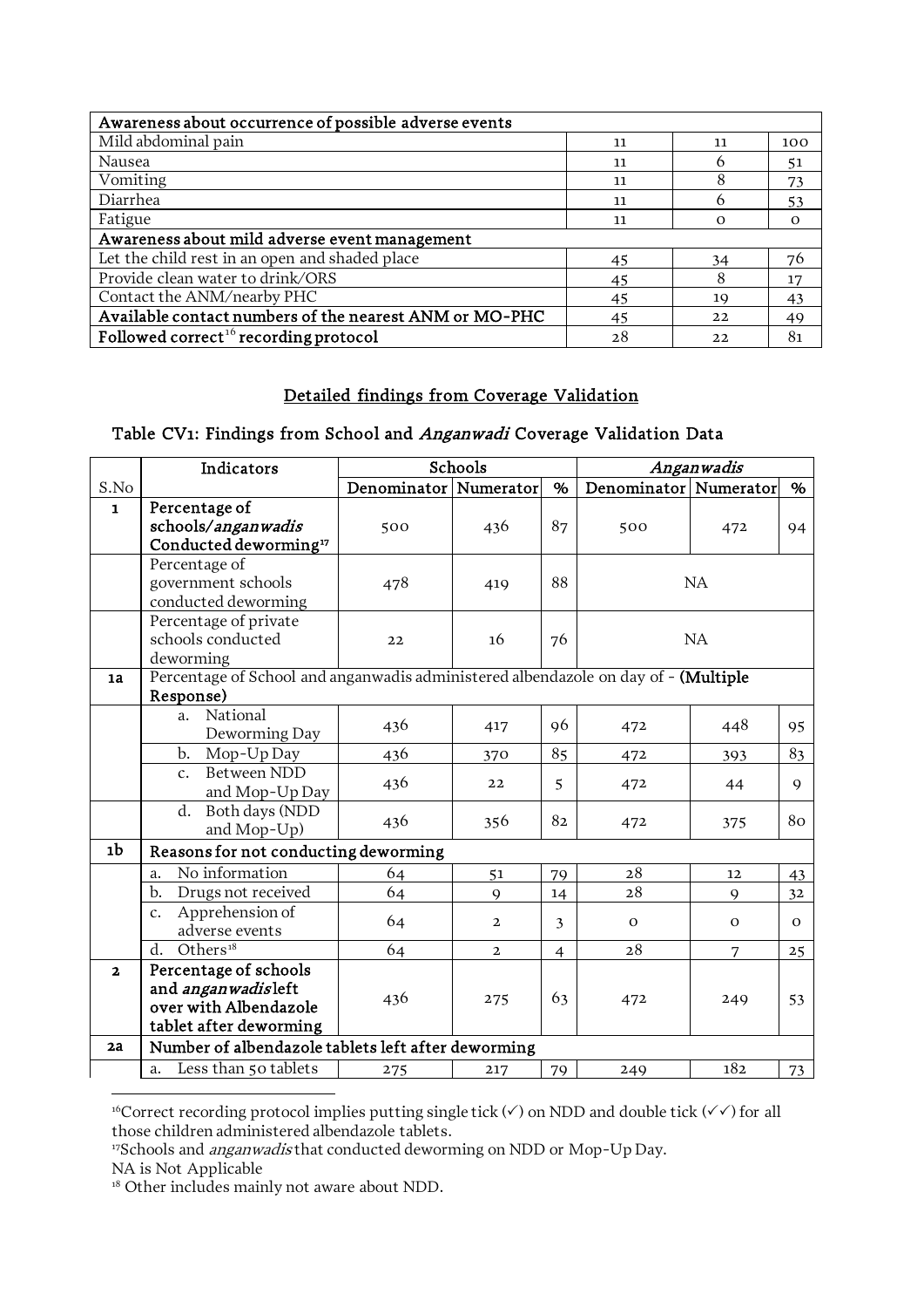| Awareness about occurrence of possible adverse events | | | |
| --- | --- | --- | --- |
| Mild abdominal pain | 11 | 11 | 100 |
| Nausea | 11 | 6 | 51 |
| Vomiting | 11 | 8 | 73 |
| Diarrhea | 11 | 6 | 53 |
| Fatigue | 11 | 0 | 0 |
| **Awareness about mild adverse event management** | | | |
| Let the child rest in an open and shaded place | 45 | 34 | 76 |
| Provide clean water to drink/ORS | 45 | 8 | 17 |
| Contact the ANM/nearby PHC | 45 | 19 | 43 |
| **Available contact numbers of the nearest ANM or MO-PHC** | 45 | 22 | 49 |
| **Followed correct[16] recording protocol** | 28 | 22 | 81 |

## Detailed findings from Coverage Validation

### Table CV1: Findings from School and *Anganwadi* Coverage Validation Data

| S.No | Indicators | Schools | | | *Anganwadis* | | |
| --- | --- | --- | --- | --- | --- | --- | --- |
| | | Denominator | Numerator | % | Denominator | Numerator | % |
| **1** | **Percentage of schools/*anganwadis* Conducted deworming[17]** | 500 | 436 | 87 | 500 | 472 | 94 |
| | Percentage of government schools conducted deworming | 478 | 419 | 88 | NA | | |
| | Percentage of private schools conducted deworming | 22 | 16 | 76 | NA | | |
| **1a** | Percentage of School and anganwadis administered albendazole on day of - **(Multiple Response)** | | | | | | |
| | a. National Deworming Day | 436 | 417 | 96 | 472 | 448 | 95 |
| | b. Mop-Up Day | 436 | 370 | 85 | 472 | 393 | 83 |
| | c. Between NDD and Mop-Up Day | 436 | 22 | 5 | 472 | 44 | 9 |
| | d. Both days (NDD and Mop-Up) | 436 | 356 | 82 | 472 | 375 | 80 |
| **1b** | **Reasons for not conducting deworming** | | | | | | |
| | a. No information | 64 | 51 | 79 | 28 | 12 | 43 |
| | b. Drugs not received | 64 | 9 | 14 | 28 | 9 | 32 |
| | c. Apprehension of adverse events | 64 | 2 | 3 | 0 | 0 | 0 |
| | d. Others[18] | 64 | 2 | 4 | 28 | 7 | 25 |
| **2** | **Percentage of schools and *anganwadis* left over with Albendazole tablet after deworming** | 436 | 275 | 63 | 472 | 249 | 53 |
| **2a** | **Number of albendazole tablets left after deworming** | | | | | | |
| | a. Less than 50 tablets | 275 | 217 | 79 | 249 | 182 | 73 |

[16]Correct recording protocol implies putting single tick (✓) on NDD and double tick (✓✓) for all those children administered albendazole tablets.
[17]Schools and *anganwadis* that conducted deworming on NDD or Mop-Up Day.
NA is Not Applicable
[18] Other includes mainly not aware about NDD.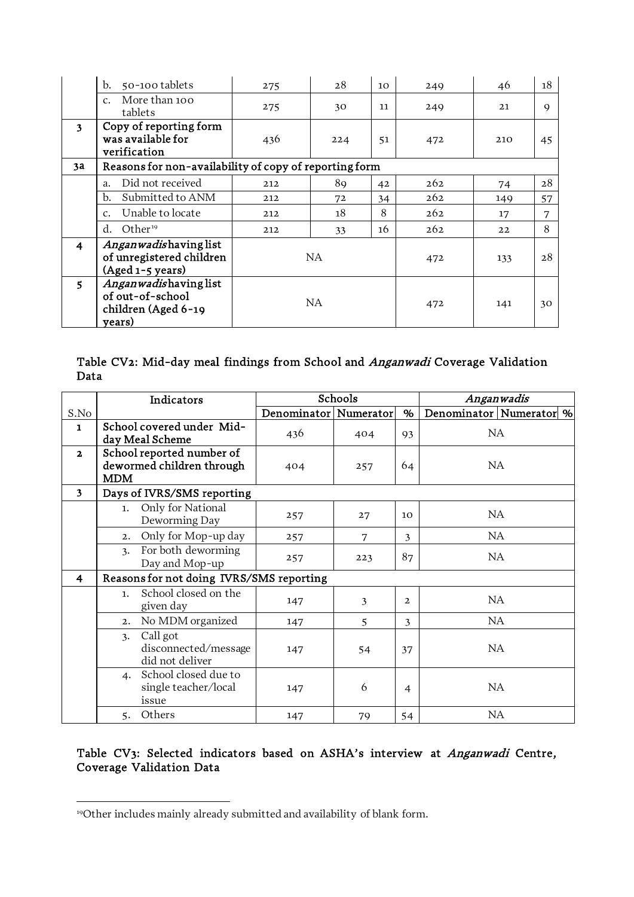| | | | | | | | |
|---|---|---|---|---|---|---|---|
| | b. 50-100 tablets | 275 | 28 | 10 | 249 | 46 | 18 |
| | c. More than 100 tablets | 275 | 30 | 11 | 249 | 21 | 9 |
| **3** | **Copy of reporting form was available for verification** | 436 | 224 | 51 | 472 | 210 | 45 |
| **3a** | **Reasons for non-availability of copy of reporting form** | | | | | | |
| | a. Did not received | 212 | 89 | 42 | 262 | 74 | 28 |
| | b. Submitted to ANM | 212 | 72 | 34 | 262 | 149 | 57 |
| | c. Unable to locate | 212 | 18 | 8 | 262 | 17 | 7 |
| | d. Other[19] | 212 | 33 | 16 | 262 | 22 | 8 |
| **4** | ***Anganwadis* having list of unregistered children (Aged 1-5 years)** | NA | | | 472 | 133 | 28 |
| **5** | ***Anganwadis* having list of out-of-school children (Aged 6-19 years)** | NA | | | 472 | 141 | 30 |

**Table CV2: Mid-day meal findings from School and *Anganwadi* Coverage Validation Data**

| S.No | Indicators | Schools | | | *Anganwadis* | | |
|---|---|---|---|---|---|---|---|
| | | Denominator | Numerator | % | Denominator | Numerator | % |
| **1** | **School covered under Mid-day Meal Scheme** | 436 | 404 | 93 | NA | | |
| **2** | **School reported number of dewormed children through MDM** | 404 | 257 | 64 | NA | | |
| **3** | **Days of IVRS/SMS reporting** | | | | | | |
| | 1. Only for National Deworming Day | 257 | 27 | 10 | NA | | |
| | 2. Only for Mop-up day | 257 | 7 | 3 | NA | | |
| | 3. For both deworming Day and Mop-up | 257 | 223 | 87 | NA | | |
| **4** | **Reasons for not doing IVRS/SMS reporting** | | | | | | |
| | 1. School closed on the given day | 147 | 3 | 2 | NA | | |
| | 2. No MDM organized | 147 | 5 | 3 | NA | | |
| | 3. Call got disconnected/message did not deliver | 147 | 54 | 37 | NA | | |
| | 4. School closed due to single teacher/local issue | 147 | 6 | 4 | NA | | |
| | 5. Others | 147 | 79 | 54 | NA | | |

**Table CV3: Selected indicators based on ASHA's interview at *Anganwadi* Centre, Coverage Validation Data**

[19] Other includes mainly already submitted and availability of blank form.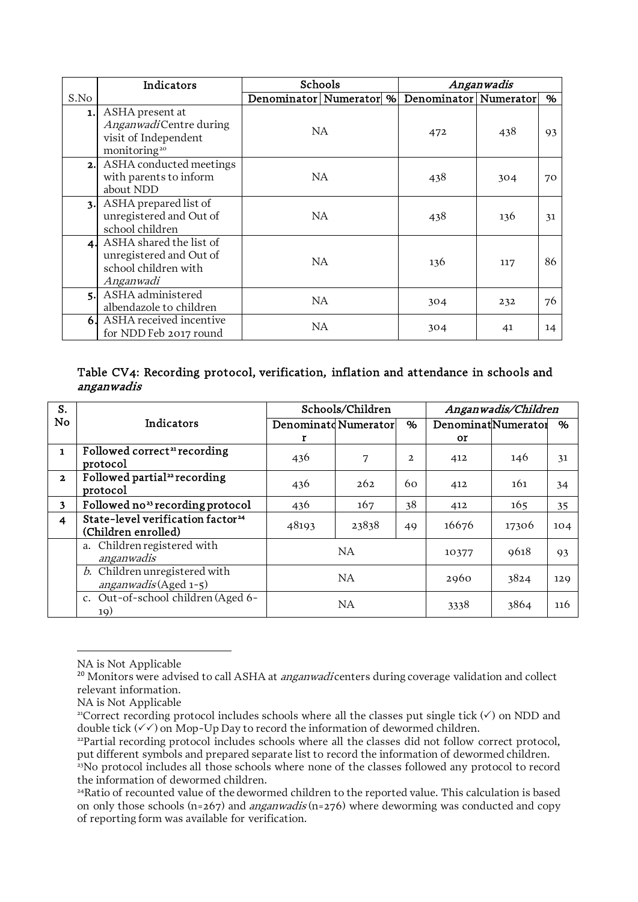| | Indicators | Schools | | | *Anganwadis* | | |
|---|---|---|---|---|---|---|---|
| S.No | | Denominator | Numerator | % | Denominator | Numerator | % |
| 1. | ASHA present at *Anganwadi* Centre during visit of Independent monitoring[20] | NA | | | 472 | 438 | 93 |
| 2. | ASHA conducted meetings with parents to inform about NDD | NA | | | 438 | 304 | 70 |
| 3. | ASHA prepared list of unregistered and Out of school children | NA | | | 438 | 136 | 31 |
| 4. | ASHA shared the list of unregistered and Out of school children with *Anganwadi* | NA | | | 136 | 117 | 86 |
| 5. | ASHA administered albendazole to children | NA | | | 304 | 232 | 76 |
| 6. | ASHA received incentive for NDD Feb 2017 round | NA | | | 304 | 41 | 14 |

### Table CV4: Recording protocol, verification, inflation and attendance in schools and *anganwadis*

| S. No | Indicators | Schools/Children | | | *Anganwadis/Children* | | |
|---|---|---|---|---|---|---|---|
| | | Denominator | Numerator | % | Denominator | Numerator | % |
| 1 | Followed correct[21] recording protocol | 436 | 7 | 2 | 412 | 146 | 31 |
| 2 | Followed partial[22] recording protocol | 436 | 262 | 60 | 412 | 161 | 34 |
| 3 | Followed no[23] recording protocol | 436 | 167 | 38 | 412 | 165 | 35 |
| 4 | State-level verification factor[24] (Children enrolled) | 48193 | 23838 | 49 | 16676 | 17306 | 104 |
| | a. Children registered with *anganwadis* | NA | | | 10377 | 9618 | 93 |
| | *b.* Children unregistered with *anganwadis* (Aged 1-5) | NA | | | 2960 | 3824 | 129 |
| | c. Out-of-school children (Aged 6-19) | NA | | | 3338 | 3864 | 116 |

---

NA is Not Applicable

[20] Monitors were advised to call ASHA at *anganwadi* centers during coverage validation and collect relevant information.

NA is Not Applicable

[21] Correct recording protocol includes schools where all the classes put single tick (✓) on NDD and double tick (✓✓) on Mop-Up Day to record the information of dewormed children.

[22] Partial recording protocol includes schools where all the classes did not follow correct protocol, put different symbols and prepared separate list to record the information of dewormed children.

[23] No protocol includes all those schools where none of the classes followed any protocol to record the information of dewormed children.

[24] Ratio of recounted value of the dewormed children to the reported value. This calculation is based on only those schools (n=267) and *anganwadis* (n=276) where deworming was conducted and copy of reporting form was available for verification.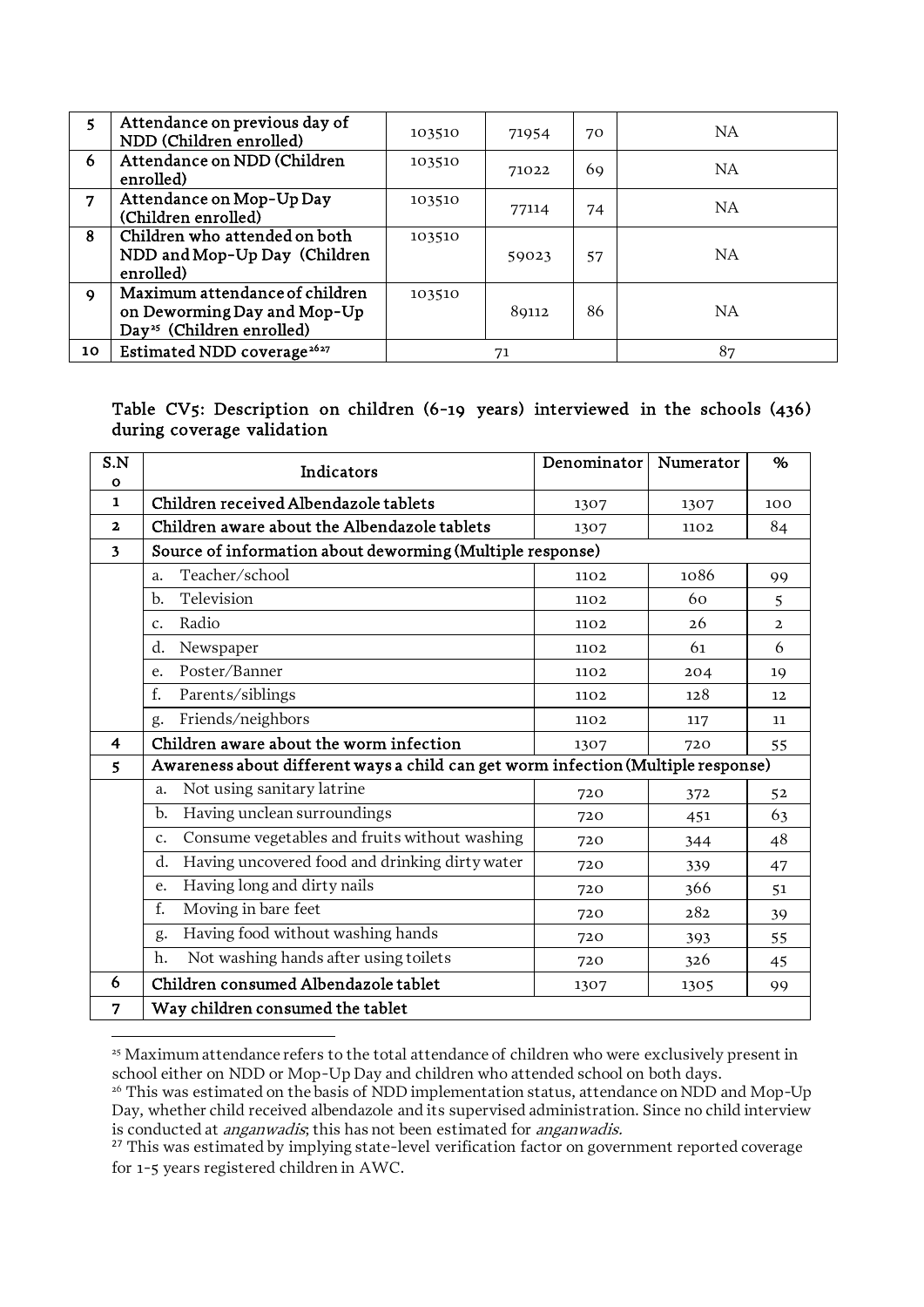| | | | | | |
|---|---|---|---|---|---|
| 5 | Attendance on previous day of NDD (Children enrolled) | 103510 | 71954 | 70 | NA |
| 6 | Attendance on NDD (Children enrolled) | 103510 | 71022 | 69 | NA |
| 7 | Attendance on Mop-Up Day (Children enrolled) | 103510 | 77114 | 74 | NA |
| 8 | Children who attended on both NDD and Mop-Up Day (Children enrolled) | 103510 | 59023 | 57 | NA |
| 9 | Maximum attendance of children on Deworming Day and Mop-Up Day[25] (Children enrolled) | 103510 | 89112 | 86 | NA |
| 10 | Estimated NDD coverage[26][27] | 71 | | | 87 |

Table CV5: Description on children (6-19 years) interviewed in the schools (436) during coverage validation

| S.No | Indicators | Denominator | Numerator | % |
|---|---|---|---|---|
| 1 | Children received Albendazole tablets | 1307 | 1307 | 100 |
| 2 | Children aware about the Albendazole tablets | 1307 | 1102 | 84 |
| 3 | Source of information about deworming (Multiple response) | | | |
| | a. Teacher/school | 1102 | 1086 | 99 |
| | b. Television | 1102 | 60 | 5 |
| | c. Radio | 1102 | 26 | 2 |
| | d. Newspaper | 1102 | 61 | 6 |
| | e. Poster/Banner | 1102 | 204 | 19 |
| | f. Parents/siblings | 1102 | 128 | 12 |
| | g. Friends/neighbors | 1102 | 117 | 11 |
| 4 | Children aware about the worm infection | 1307 | 720 | 55 |
| 5 | Awareness about different ways a child can get worm infection (Multiple response) | | | |
| | a. Not using sanitary latrine | 720 | 372 | 52 |
| | b. Having unclean surroundings | 720 | 451 | 63 |
| | c. Consume vegetables and fruits without washing | 720 | 344 | 48 |
| | d. Having uncovered food and drinking dirty water | 720 | 339 | 47 |
| | e. Having long and dirty nails | 720 | 366 | 51 |
| | f. Moving in bare feet | 720 | 282 | 39 |
| | g. Having food without washing hands | 720 | 393 | 55 |
| | h. Not washing hands after using toilets | 720 | 326 | 45 |
| 6 | Children consumed Albendazole tablet | 1307 | 1305 | 99 |
| 7 | Way children consumed the tablet | | | |

[25] Maximum attendance refers to the total attendance of children who were exclusively present in school either on NDD or Mop-Up Day and children who attended school on both days.

[26] This was estimated on the basis of NDD implementation status, attendance on NDD and Mop-Up Day, whether child received albendazole and its supervised administration. Since no child interview is conducted at *anganwadis*; this has not been estimated for *anganwadis*.

[27] This was estimated by implying state-level verification factor on government reported coverage for 1-5 years registered children in AWC.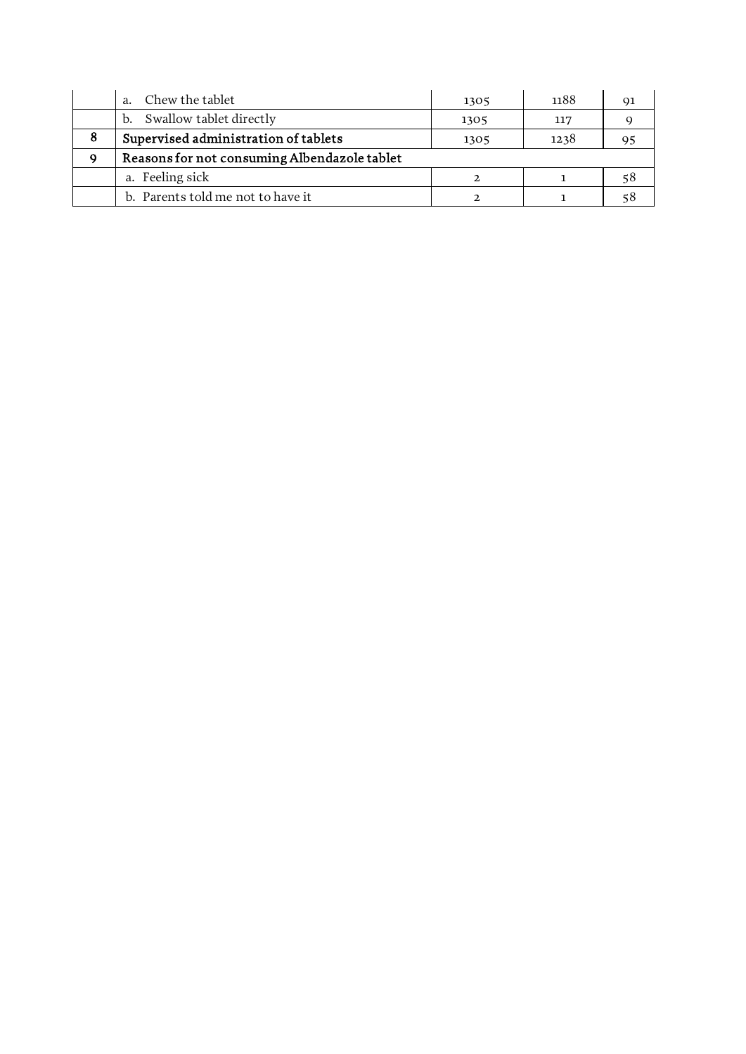| | | | | |
|---|---|---|---|---|
| | a. Chew the tablet | 1305 | 1188 | 91 |
| | b. Swallow tablet directly | 1305 | 117 | 9 |
| 8 | **Supervised administration of tablets** | 1305 | 1238 | 95 |
| 9 | **Reasons for not consuming Albendazole tablet** | | | |
| | a. Feeling sick | 2 | 1 | 58 |
| | b. Parents told me not to have it | 2 | 1 | 58 |